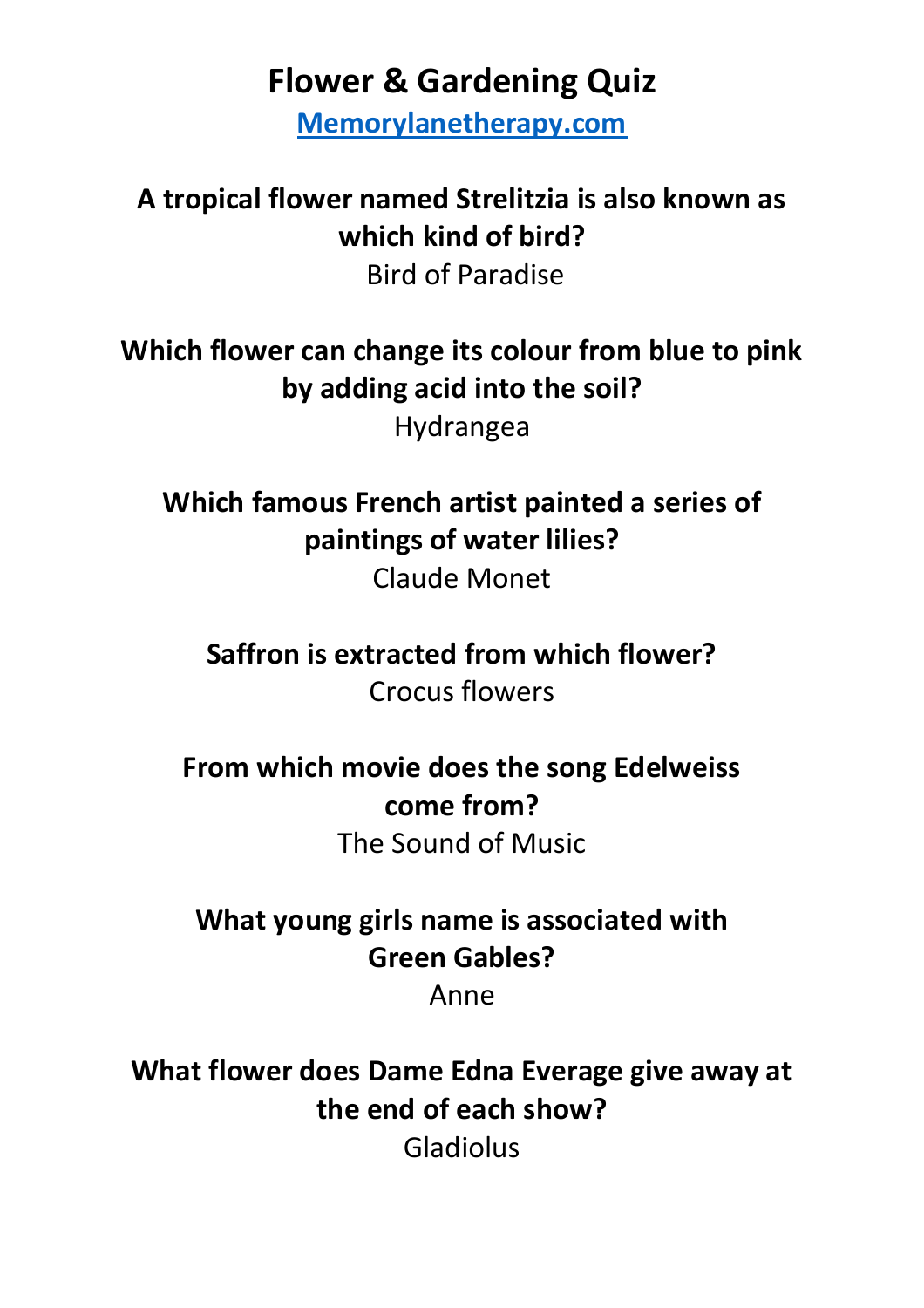# Flower & Gardening Quiz

[Memorylanetherapy.com](Memorylanetherapy.com)

**A tropical flower named Strelitzia is also known as which kind of bird?**

Bird of Paradise

**Which flower can change its colour from blue to pink by adding acid into the soil?**

Hydrangea

**Which famous French artist painted a series of paintings of water lilies?**

Claude Monet

**Saffron is extracted from which flower?**

Crocus flowers

**From which movie does the song Edelweiss come from?**

The Sound of Music

**What young girls name is associated with Green Gables?**

Anne

**What flower does Dame Edna Everage give away at the end of each show?**

Gladiolus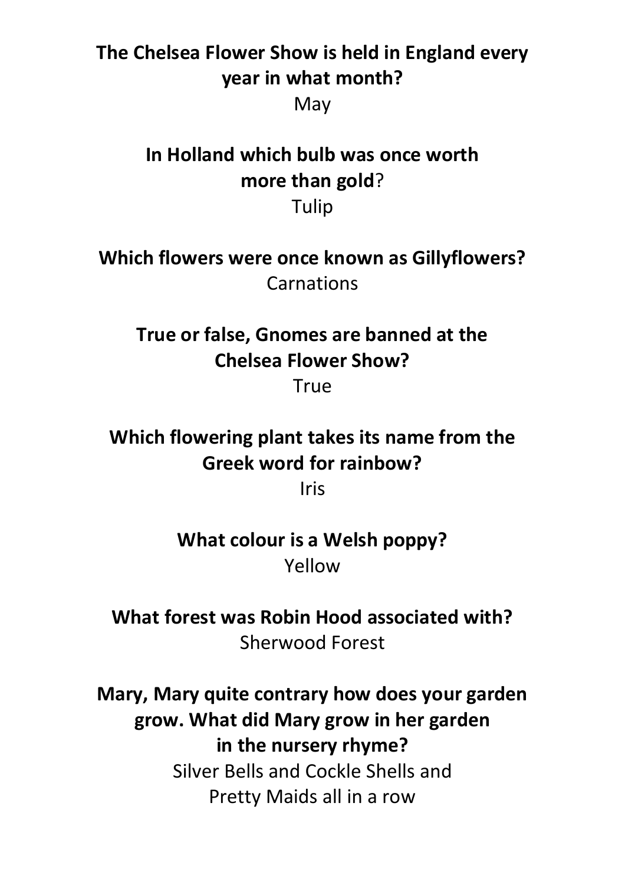**The Chelsea Flower Show is held in England every year in what month?**
May

**In Holland which bulb was once worth more than gold**?
Tulip

**Which flowers were once known as Gillyflowers?**
Carnations

**True or false, Gnomes are banned at the Chelsea Flower Show?**
True

**Which flowering plant takes its name from the Greek word for rainbow?**
Iris

**What colour is a Welsh poppy?**
Yellow

**What forest was Robin Hood associated with?**
Sherwood Forest

**Mary, Mary quite contrary how does your garden grow. What did Mary grow in her garden in the nursery rhyme?**
Silver Bells and Cockle Shells and
Pretty Maids all in a row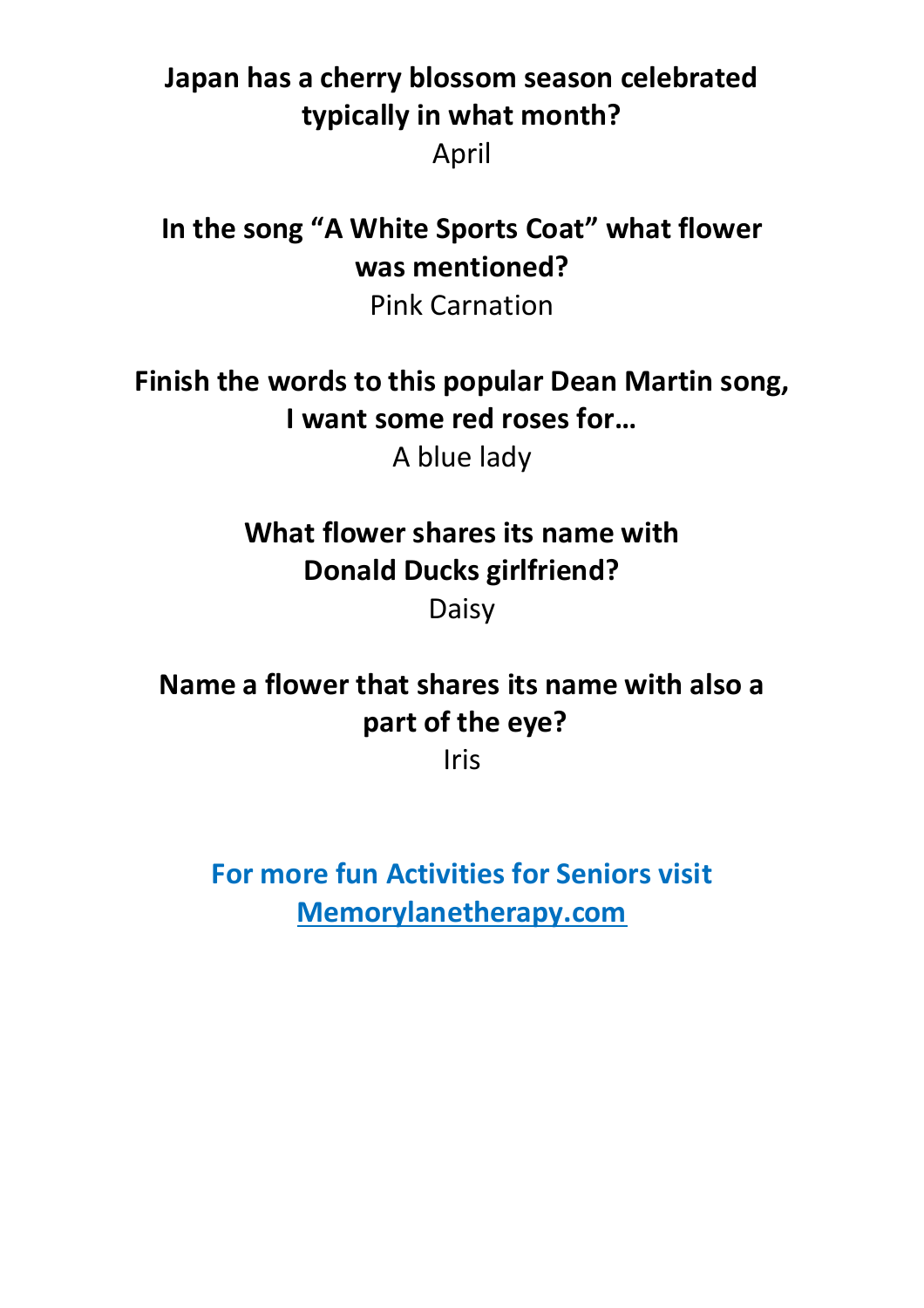**Japan has a cherry blossom season celebrated typically in what month?**

April

**In the song "A White Sports Coat" what flower was mentioned?**

Pink Carnation

**Finish the words to this popular Dean Martin song, I want some red roses for…**

A blue lady

**What flower shares its name with Donald Ducks girlfriend?**

Daisy

**Name a flower that shares its name with also a part of the eye?**

Iris

**For more fun Activities for Seniors visit [Memorylanetherapy.com](Memorylanetherapy.com)**